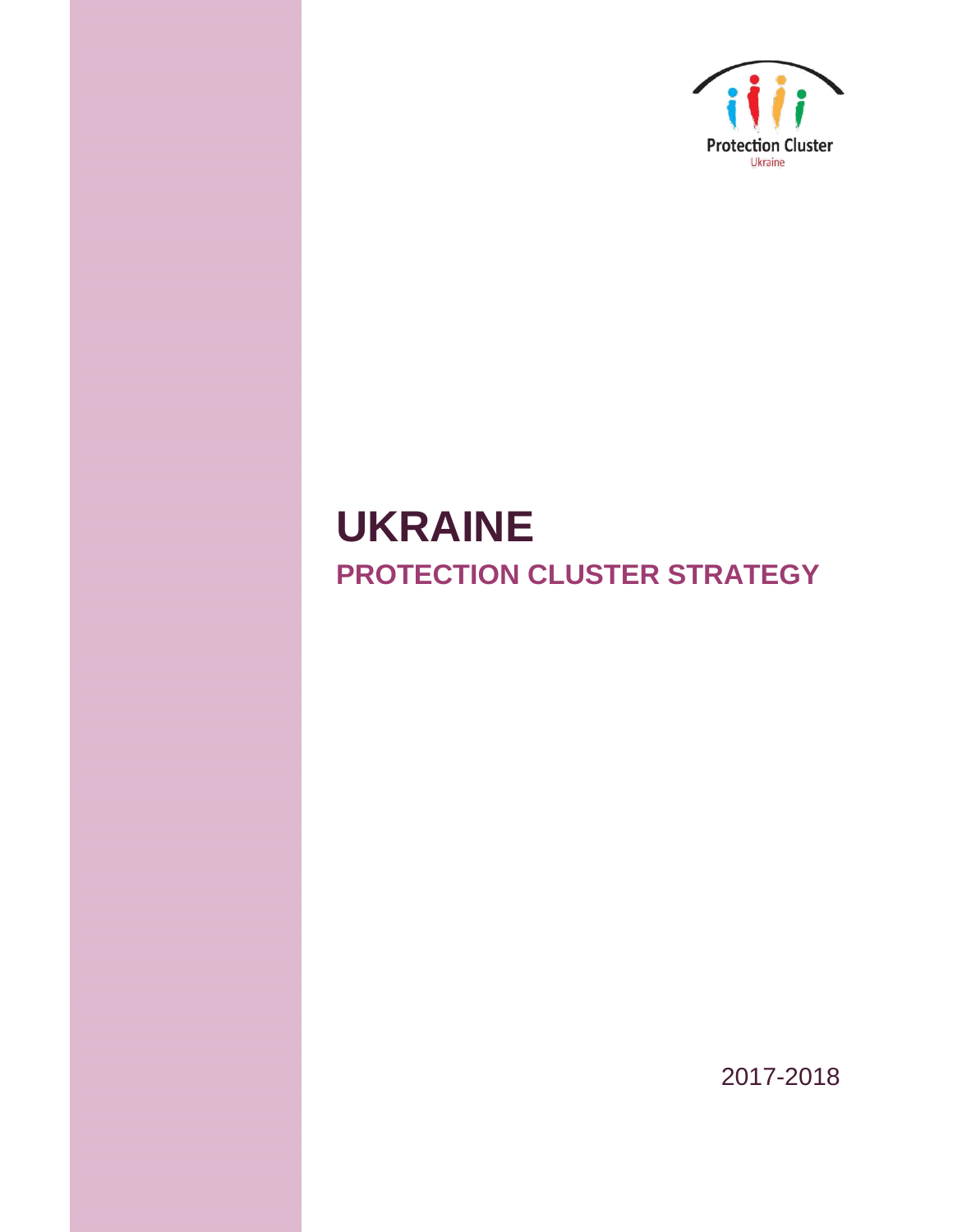Protection Cluster

Ukraine

# UKRAINE

## PROTECTION CLUSTER STRATEGY

2017-2018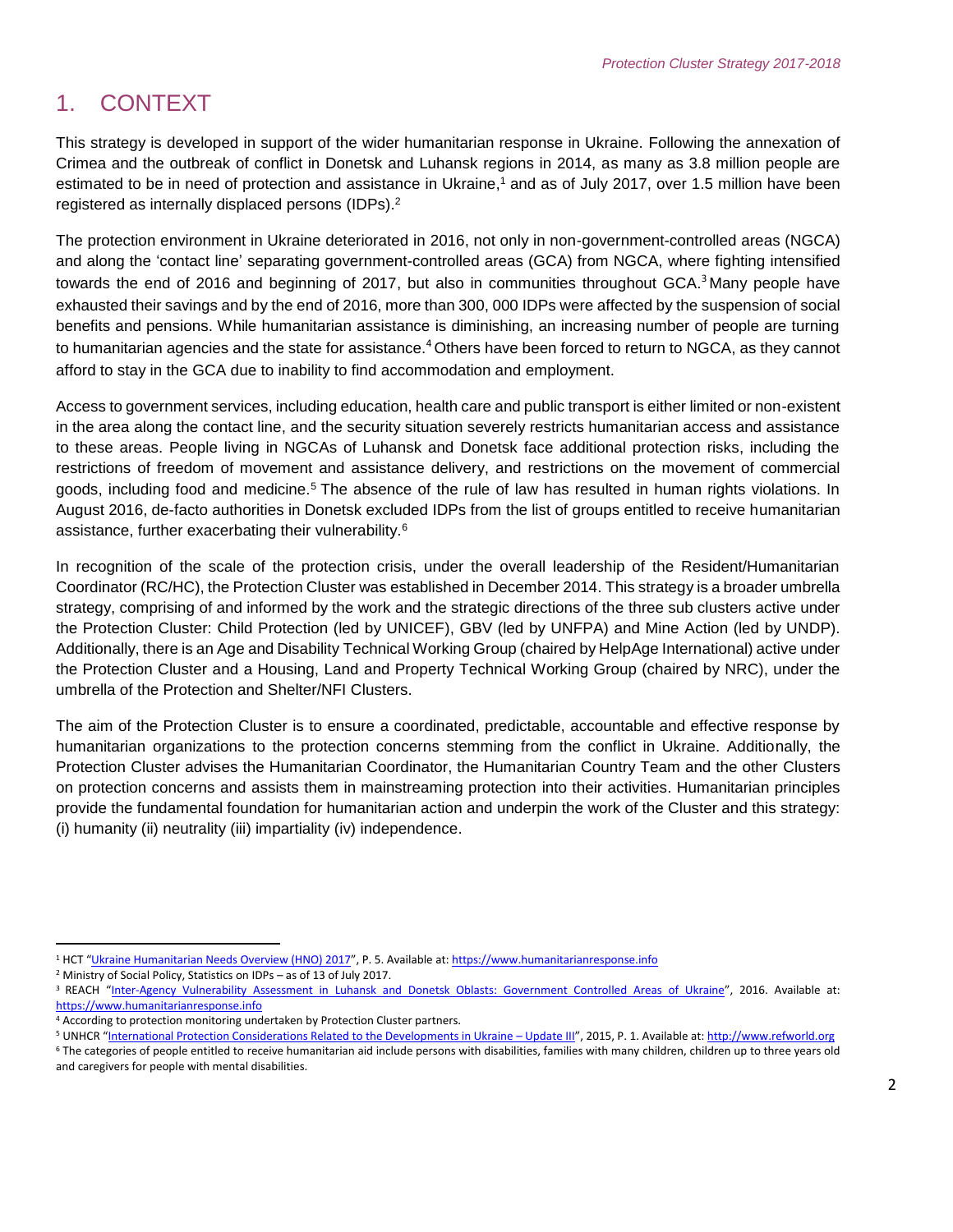# 1. CONTEXT

This strategy is developed in support of the wider humanitarian response in Ukraine. Following the annexation of Crimea and the outbreak of conflict in Donetsk and Luhansk regions in 2014, as many as 3.8 million people are estimated to be in need of protection and assistance in Ukraine,[1] and as of July 2017, over 1.5 million have been registered as internally displaced persons (IDPs).[2]

The protection environment in Ukraine deteriorated in 2016, not only in non-government-controlled areas (NGCA) and along the 'contact line' separating government-controlled areas (GCA) from NGCA, where fighting intensified towards the end of 2016 and beginning of 2017, but also in communities throughout GCA.[3] Many people have exhausted their savings and by the end of 2016, more than 300, 000 IDPs were affected by the suspension of social benefits and pensions. While humanitarian assistance is diminishing, an increasing number of people are turning to humanitarian agencies and the state for assistance.[4] Others have been forced to return to NGCA, as they cannot afford to stay in the GCA due to inability to find accommodation and employment.

Access to government services, including education, health care and public transport is either limited or non-existent in the area along the contact line, and the security situation severely restricts humanitarian access and assistance to these areas. People living in NGCAs of Luhansk and Donetsk face additional protection risks, including the restrictions of freedom of movement and assistance delivery, and restrictions on the movement of commercial goods, including food and medicine.[5] The absence of the rule of law has resulted in human rights violations. In August 2016, de-facto authorities in Donetsk excluded IDPs from the list of groups entitled to receive humanitarian assistance, further exacerbating their vulnerability.[6]

In recognition of the scale of the protection crisis, under the overall leadership of the Resident/Humanitarian Coordinator (RC/HC), the Protection Cluster was established in December 2014. This strategy is a broader umbrella strategy, comprising of and informed by the work and the strategic directions of the three sub clusters active under the Protection Cluster: Child Protection (led by UNICEF), GBV (led by UNFPA) and Mine Action (led by UNDP). Additionally, there is an Age and Disability Technical Working Group (chaired by HelpAge International) active under the Protection Cluster and a Housing, Land and Property Technical Working Group (chaired by NRC), under the umbrella of the Protection and Shelter/NFI Clusters.

The aim of the Protection Cluster is to ensure a coordinated, predictable, accountable and effective response by humanitarian organizations to the protection concerns stemming from the conflict in Ukraine. Additionally, the Protection Cluster advises the Humanitarian Coordinator, the Humanitarian Country Team and the other Clusters on protection concerns and assists them in mainstreaming protection into their activities. Humanitarian principles provide the fundamental foundation for humanitarian action and underpin the work of the Cluster and this strategy: (i) humanity (ii) neutrality (iii) impartiality (iv) independence.

---

[1] HCT "Ukraine Humanitarian Needs Overview (HNO) 2017", P. 5. Available at: https://www.humanitarianresponse.info

[2] Ministry of Social Policy, Statistics on IDPs – as of 13 of July 2017.

[3] REACH "Inter-Agency Vulnerability Assessment in Luhansk and Donetsk Oblasts: Government Controlled Areas of Ukraine", 2016. Available at: https://www.humanitarianresponse.info

[4] According to protection monitoring undertaken by Protection Cluster partners.

[5] UNHCR "International Protection Considerations Related to the Developments in Ukraine – Update III", 2015, P. 1. Available at: http://www.refworld.org

[6] The categories of people entitled to receive humanitarian aid include persons with disabilities, families with many children, children up to three years old and caregivers for people with mental disabilities.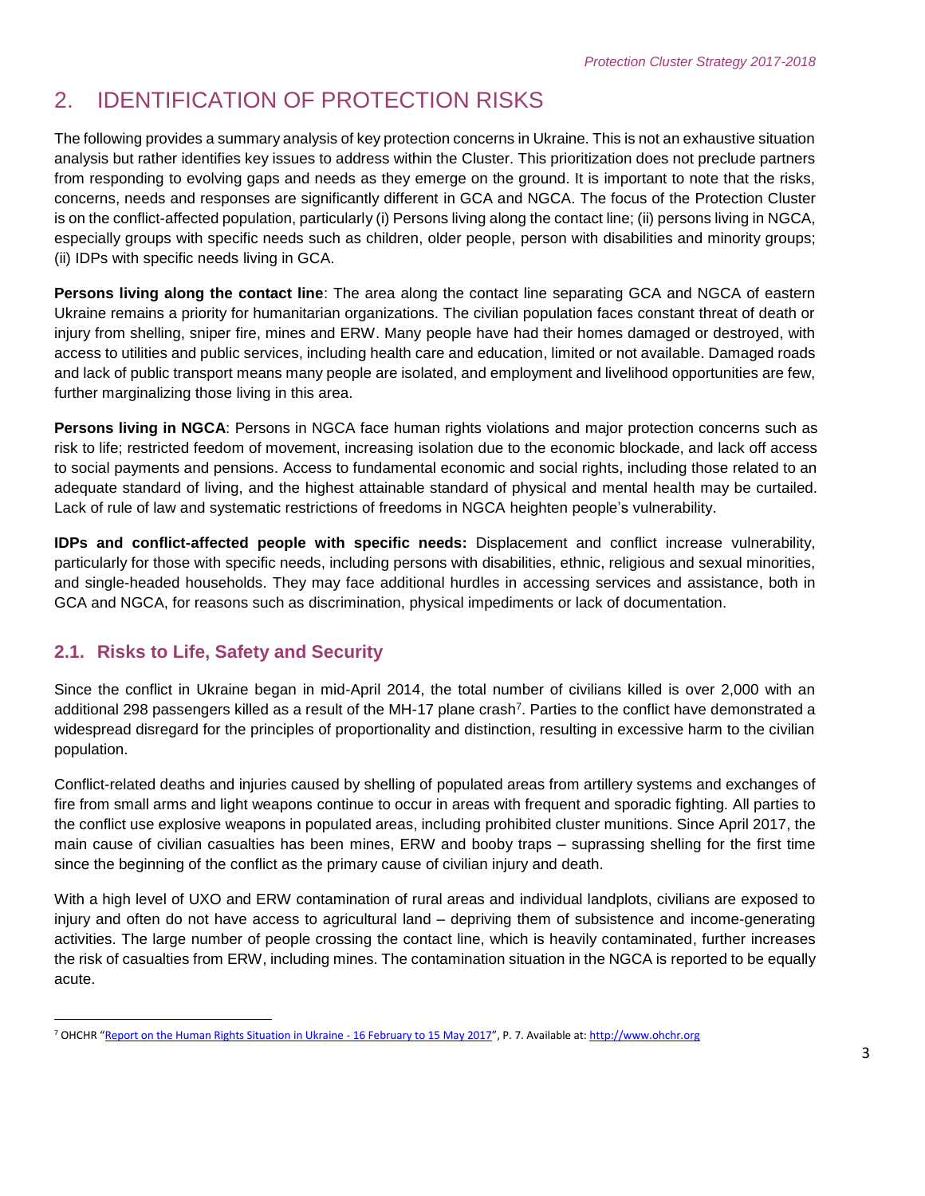# 2. IDENTIFICATION OF PROTECTION RISKS

The following provides a summary analysis of key protection concerns in Ukraine. This is not an exhaustive situation analysis but rather identifies key issues to address within the Cluster. This prioritization does not preclude partners from responding to evolving gaps and needs as they emerge on the ground. It is important to note that the risks, concerns, needs and responses are significantly different in GCA and NGCA. The focus of the Protection Cluster is on the conflict-affected population, particularly (i) Persons living along the contact line; (ii) persons living in NGCA, especially groups with specific needs such as children, older people, person with disabilities and minority groups; (ii) IDPs with specific needs living in GCA.

**Persons living along the contact line**: The area along the contact line separating GCA and NGCA of eastern Ukraine remains a priority for humanitarian organizations. The civilian population faces constant threat of death or injury from shelling, sniper fire, mines and ERW. Many people have had their homes damaged or destroyed, with access to utilities and public services, including health care and education, limited or not available. Damaged roads and lack of public transport means many people are isolated, and employment and livelihood opportunities are few, further marginalizing those living in this area.

**Persons living in NGCA**: Persons in NGCA face human rights violations and major protection concerns such as risk to life; restricted feedom of movement, increasing isolation due to the economic blockade, and lack off access to social payments and pensions. Access to fundamental economic and social rights, including those related to an adequate standard of living, and the highest attainable standard of physical and mental health may be curtailed. Lack of rule of law and systematic restrictions of freedoms in NGCA heighten people's vulnerability.

**IDPs and conflict-affected people with specific needs:** Displacement and conflict increase vulnerability, particularly for those with specific needs, including persons with disabilities, ethnic, religious and sexual minorities, and single-headed households. They may face additional hurdles in accessing services and assistance, both in GCA and NGCA, for reasons such as discrimination, physical impediments or lack of documentation.

## 2.1. Risks to Life, Safety and Security

Since the conflict in Ukraine began in mid-April 2014, the total number of civilians killed is over 2,000 with an additional 298 passengers killed as a result of the MH-17 plane crash[7]. Parties to the conflict have demonstrated a widespread disregard for the principles of proportionality and distinction, resulting in excessive harm to the civilian population.

Conflict-related deaths and injuries caused by shelling of populated areas from artillery systems and exchanges of fire from small arms and light weapons continue to occur in areas with frequent and sporadic fighting. All parties to the conflict use explosive weapons in populated areas, including prohibited cluster munitions. Since April 2017, the main cause of civilian casualties has been mines, ERW and booby traps – suprassing shelling for the first time since the beginning of the conflict as the primary cause of civilian injury and death.

With a high level of UXO and ERW contamination of rural areas and individual landplots, civilians are exposed to injury and often do not have access to agricultural land – depriving them of subsistence and income-generating activities. The large number of people crossing the contact line, which is heavily contaminated, further increases the risk of casualties from ERW, including mines. The contamination situation in the NGCA is reported to be equally acute.

---

[7] OHCHR "Report on the Human Rights Situation in Ukraine - 16 February to 15 May 2017", P. 7. Available at: http://www.ohchr.org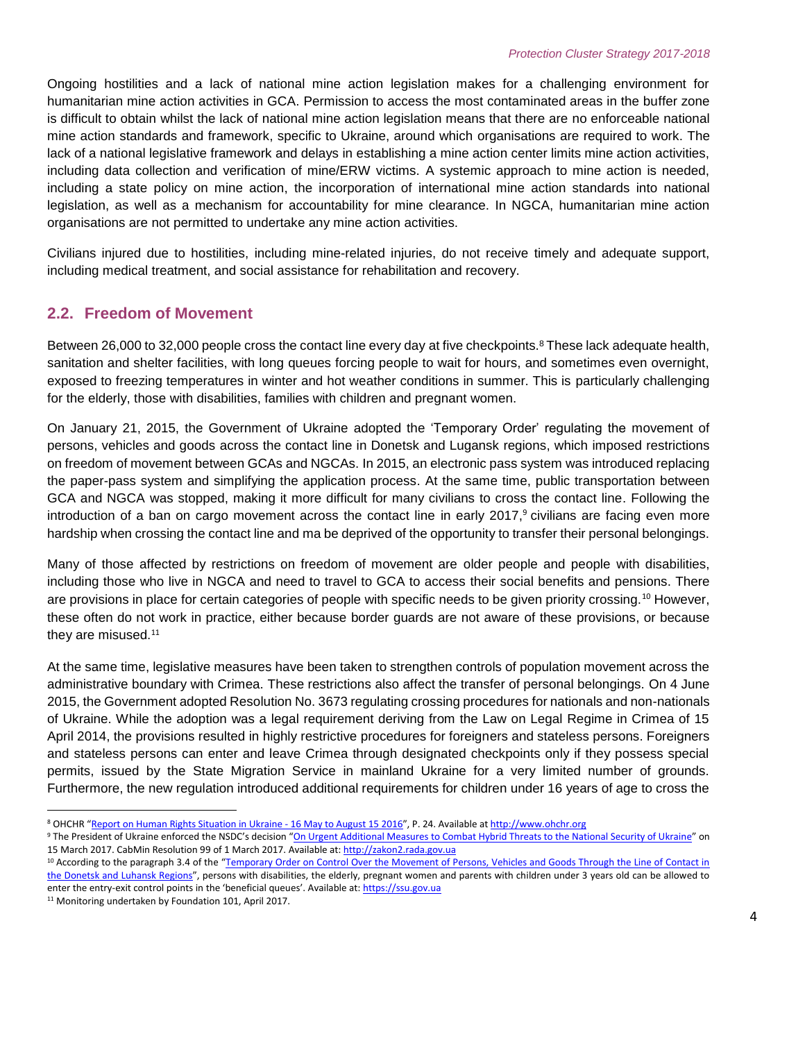Ongoing hostilities and a lack of national mine action legislation makes for a challenging environment for humanitarian mine action activities in GCA. Permission to access the most contaminated areas in the buffer zone is difficult to obtain whilst the lack of national mine action legislation means that there are no enforceable national mine action standards and framework, specific to Ukraine, around which organisations are required to work. The lack of a national legislative framework and delays in establishing a mine action center limits mine action activities, including data collection and verification of mine/ERW victims. A systemic approach to mine action is needed, including a state policy on mine action, the incorporation of international mine action standards into national legislation, as well as a mechanism for accountability for mine clearance. In NGCA, humanitarian mine action organisations are not permitted to undertake any mine action activities.

Civilians injured due to hostilities, including mine-related injuries, do not receive timely and adequate support, including medical treatment, and social assistance for rehabilitation and recovery.

## 2.2. Freedom of Movement

Between 26,000 to 32,000 people cross the contact line every day at five checkpoints.[8] These lack adequate health, sanitation and shelter facilities, with long queues forcing people to wait for hours, and sometimes even overnight, exposed to freezing temperatures in winter and hot weather conditions in summer. This is particularly challenging for the elderly, those with disabilities, families with children and pregnant women.

On January 21, 2015, the Government of Ukraine adopted the 'Temporary Order' regulating the movement of persons, vehicles and goods across the contact line in Donetsk and Lugansk regions, which imposed restrictions on freedom of movement between GCAs and NGCAs. In 2015, an electronic pass system was introduced replacing the paper-pass system and simplifying the application process. At the same time, public transportation between GCA and NGCA was stopped, making it more difficult for many civilians to cross the contact line. Following the introduction of a ban on cargo movement across the contact line in early 2017,[9] civilians are facing even more hardship when crossing the contact line and ma be deprived of the opportunity to transfer their personal belongings.

Many of those affected by restrictions on freedom of movement are older people and people with disabilities, including those who live in NGCA and need to travel to GCA to access their social benefits and pensions. There are provisions in place for certain categories of people with specific needs to be given priority crossing.[10] However, these often do not work in practice, either because border guards are not aware of these provisions, or because they are misused.[11]

At the same time, legislative measures have been taken to strengthen controls of population movement across the administrative boundary with Crimea. These restrictions also affect the transfer of personal belongings. On 4 June 2015, the Government adopted Resolution No. 3673 regulating crossing procedures for nationals and non-nationals of Ukraine. While the adoption was a legal requirement deriving from the Law on Legal Regime in Crimea of 15 April 2014, the provisions resulted in highly restrictive procedures for foreigners and stateless persons. Foreigners and stateless persons can enter and leave Crimea through designated checkpoints only if they possess special permits, issued by the State Migration Service in mainland Ukraine for a very limited number of grounds. Furthermore, the new regulation introduced additional requirements for children under 16 years of age to cross the

---

[8] OHCHR "Report on Human Rights Situation in Ukraine - 16 May to August 15 2016", P. 24. Available at http://www.ohchr.org

[9] The President of Ukraine enforced the NSDC's decision "On Urgent Additional Measures to Combat Hybrid Threats to the National Security of Ukraine" on 15 March 2017. CabMin Resolution 99 of 1 March 2017. Available at: http://zakon2.rada.gov.ua

[10] According to the paragraph 3.4 of the "Temporary Order on Control Over the Movement of Persons, Vehicles and Goods Through the Line of Contact in the Donetsk and Luhansk Regions", persons with disabilities, the elderly, pregnant women and parents with children under 3 years old can be allowed to enter the entry-exit control points in the 'beneficial queues'. Available at: https://ssu.gov.ua

[11] Monitoring undertaken by Foundation 101, April 2017.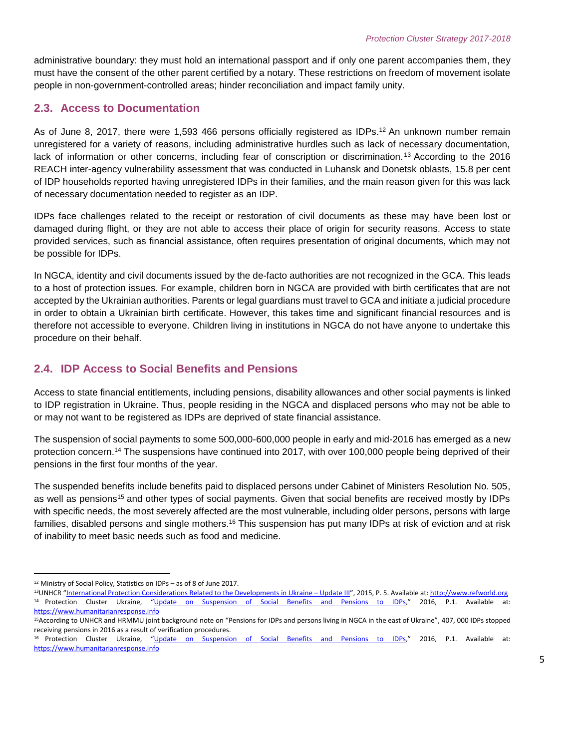administrative boundary: they must hold an international passport and if only one parent accompanies them, they must have the consent of the other parent certified by a notary. These restrictions on freedom of movement isolate people in non-government-controlled areas; hinder reconciliation and impact family unity.

## 2.3. Access to Documentation

As of June 8, 2017, there were 1,593 466 persons officially registered as IDPs.[12] An unknown number remain unregistered for a variety of reasons, including administrative hurdles such as lack of necessary documentation, lack of information or other concerns, including fear of conscription or discrimination.[13] According to the 2016 REACH inter-agency vulnerability assessment that was conducted in Luhansk and Donetsk oblasts, 15.8 per cent of IDP households reported having unregistered IDPs in their families, and the main reason given for this was lack of necessary documentation needed to register as an IDP.

IDPs face challenges related to the receipt or restoration of civil documents as these may have been lost or damaged during flight, or they are not able to access their place of origin for security reasons. Access to state provided services, such as financial assistance, often requires presentation of original documents, which may not be possible for IDPs.

In NGCA, identity and civil documents issued by the de-facto authorities are not recognized in the GCA. This leads to a host of protection issues. For example, children born in NGCA are provided with birth certificates that are not accepted by the Ukrainian authorities. Parents or legal guardians must travel to GCA and initiate a judicial procedure in order to obtain a Ukrainian birth certificate. However, this takes time and significant financial resources and is therefore not accessible to everyone. Children living in institutions in NGCA do not have anyone to undertake this procedure on their behalf.

## 2.4. IDP Access to Social Benefits and Pensions

Access to state financial entitlements, including pensions, disability allowances and other social payments is linked to IDP registration in Ukraine. Thus, people residing in the NGCA and displaced persons who may not be able to or may not want to be registered as IDPs are deprived of state financial assistance.

The suspension of social payments to some 500,000-600,000 people in early and mid-2016 has emerged as a new protection concern.[14] The suspensions have continued into 2017, with over 100,000 people being deprived of their pensions in the first four months of the year.

The suspended benefits include benefits paid to displaced persons under Cabinet of Ministers Resolution No. 505, as well as pensions[15] and other types of social payments. Given that social benefits are received mostly by IDPs with specific needs, the most severely affected are the most vulnerable, including older persons, persons with large families, disabled persons and single mothers.[16] This suspension has put many IDPs at risk of eviction and at risk of inability to meet basic needs such as food and medicine.

---

[12] Ministry of Social Policy, Statistics on IDPs – as of 8 of June 2017.

[13] UNHCR "International Protection Considerations Related to the Developments in Ukraine – Update III", 2015, P. 5. Available at: http://www.refworld.org

[14] Protection Cluster Ukraine, "Update on Suspension of Social Benefits and Pensions to IDPs," 2016, P.1. Available at: https://www.humanitarianresponse.info

[15] According to UNHCR and HRMMU joint background note on "Pensions for IDPs and persons living in NGCA in the east of Ukraine", 407, 000 IDPs stopped receiving pensions in 2016 as a result of verification procedures.

[16] Protection Cluster Ukraine, "Update on Suspension of Social Benefits and Pensions to IDPs," 2016, P.1. Available at: https://www.humanitarianresponse.info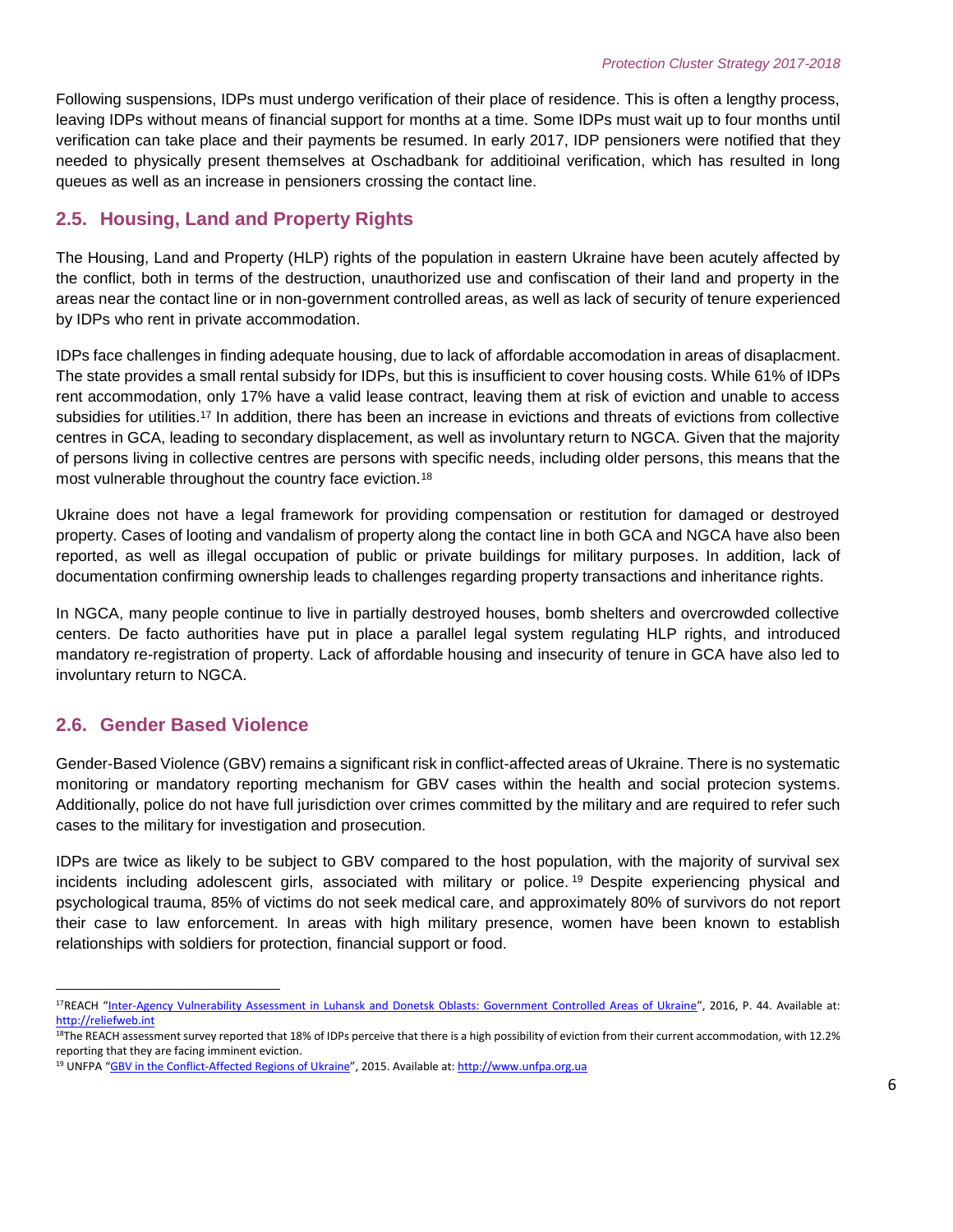Following suspensions, IDPs must undergo verification of their place of residence. This is often a lengthy process, leaving IDPs without means of financial support for months at a time. Some IDPs must wait up to four months until verification can take place and their payments be resumed. In early 2017, IDP pensioners were notified that they needed to physically present themselves at Oschadbank for additioinal verification, which has resulted in long queues as well as an increase in pensioners crossing the contact line.

## 2.5. Housing, Land and Property Rights

The Housing, Land and Property (HLP) rights of the population in eastern Ukraine have been acutely affected by the conflict, both in terms of the destruction, unauthorized use and confiscation of their land and property in the areas near the contact line or in non-government controlled areas, as well as lack of security of tenure experienced by IDPs who rent in private accommodation.

IDPs face challenges in finding adequate housing, due to lack of affordable accomodation in areas of disaplacment. The state provides a small rental subsidy for IDPs, but this is insufficient to cover housing costs. While 61% of IDPs rent accommodation, only 17% have a valid lease contract, leaving them at risk of eviction and unable to access subsidies for utilities.[17] In addition, there has been an increase in evictions and threats of evictions from collective centres in GCA, leading to secondary displacement, as well as involuntary return to NGCA. Given that the majority of persons living in collective centres are persons with specific needs, including older persons, this means that the most vulnerable throughout the country face eviction.[18]

Ukraine does not have a legal framework for providing compensation or restitution for damaged or destroyed property. Cases of looting and vandalism of property along the contact line in both GCA and NGCA have also been reported, as well as illegal occupation of public or private buildings for military purposes. In addition, lack of documentation confirming ownership leads to challenges regarding property transactions and inheritance rights.

In NGCA, many people continue to live in partially destroyed houses, bomb shelters and overcrowded collective centers. De facto authorities have put in place a parallel legal system regulating HLP rights, and introduced mandatory re-registration of property. Lack of affordable housing and insecurity of tenure in GCA have also led to involuntary return to NGCA.

## 2.6. Gender Based Violence

Gender-Based Violence (GBV) remains a significant risk in conflict-affected areas of Ukraine. There is no systematic monitoring or mandatory reporting mechanism for GBV cases within the health and social protecion systems. Additionally, police do not have full jurisdiction over crimes committed by the military and are required to refer such cases to the military for investigation and prosecution.

IDPs are twice as likely to be subject to GBV compared to the host population, with the majority of survival sex incidents including adolescent girls, associated with military or police.[19] Despite experiencing physical and psychological trauma, 85% of victims do not seek medical care, and approximately 80% of survivors do not report their case to law enforcement. In areas with high military presence, women have been known to establish relationships with soldiers for protection, financial support or food.

---

[17] REACH "Inter-Agency Vulnerability Assessment in Luhansk and Donetsk Oblasts: Government Controlled Areas of Ukraine", 2016, P. 44. Available at: http://reliefweb.int

[18] The REACH assessment survey reported that 18% of IDPs perceive that there is a high possibility of eviction from their current accommodation, with 12.2% reporting that they are facing imminent eviction.

[19] UNFPA "GBV in the Conflict-Affected Regions of Ukraine", 2015. Available at: http://www.unfpa.org.ua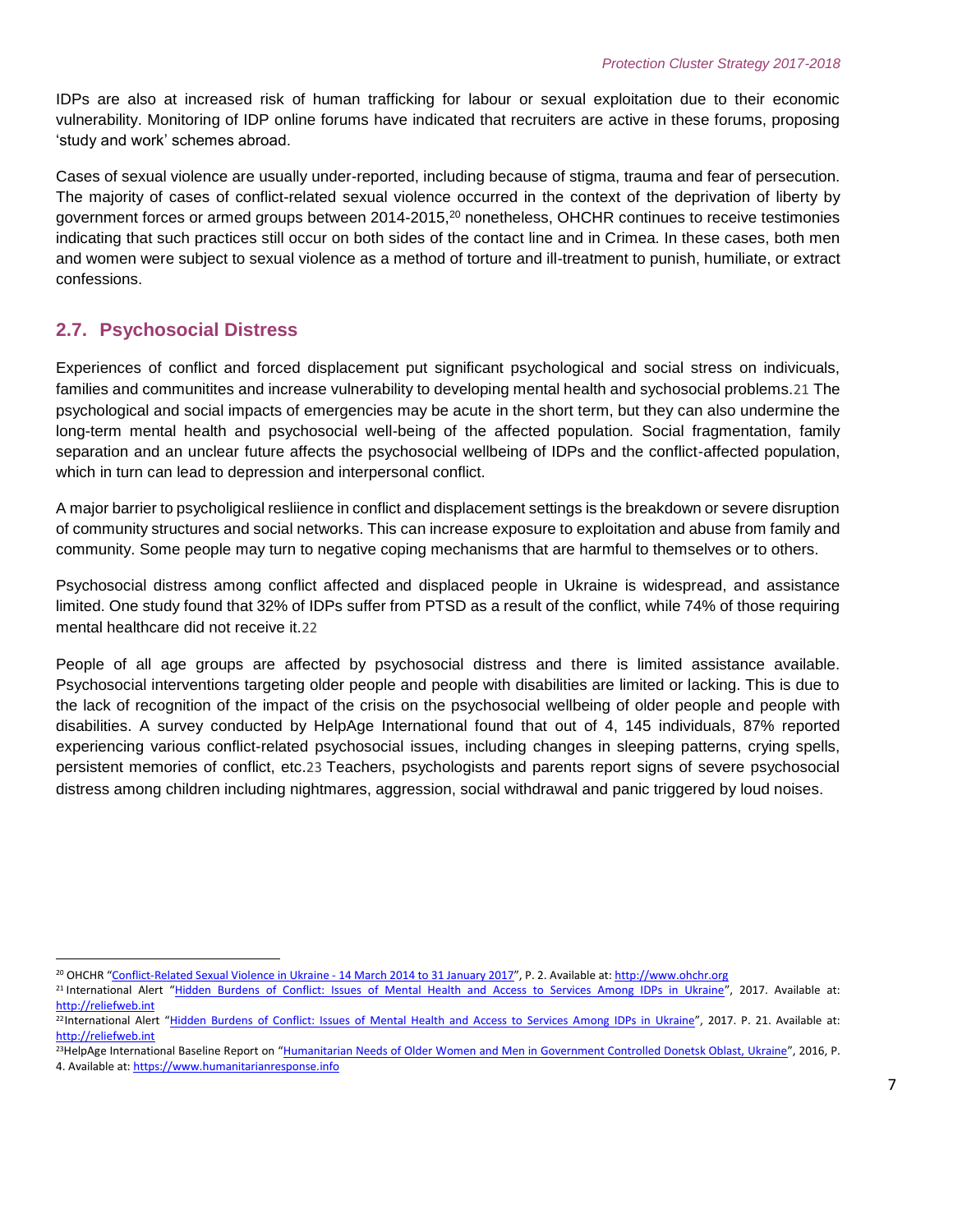IDPs are also at increased risk of human trafficking for labour or sexual exploitation due to their economic vulnerability. Monitoring of IDP online forums have indicated that recruiters are active in these forums, proposing 'study and work' schemes abroad.

Cases of sexual violence are usually under-reported, including because of stigma, trauma and fear of persecution. The majority of cases of conflict-related sexual violence occurred in the context of the deprivation of liberty by government forces or armed groups between 2014-2015,[20] nonetheless, OHCHR continues to receive testimonies indicating that such practices still occur on both sides of the contact line and in Crimea. In these cases, both men and women were subject to sexual violence as a method of torture and ill-treatment to punish, humiliate, or extract confessions.

## 2.7. Psychosocial Distress

Experiences of conflict and forced displacement put significant psychological and social stress on indivicuals, families and communitites and increase vulnerability to developing mental health and sychosocial problems.[21] The psychological and social impacts of emergencies may be acute in the short term, but they can also undermine the long-term mental health and psychosocial well-being of the affected population. Social fragmentation, family separation and an unclear future affects the psychosocial wellbeing of IDPs and the conflict-affected population, which in turn can lead to depression and interpersonal conflict.

A major barrier to psycholigical resliience in conflict and displacement settings is the breakdown or severe disruption of community structures and social networks. This can increase exposure to exploitation and abuse from family and community. Some people may turn to negative coping mechanisms that are harmful to themselves or to others.

Psychosocial distress among conflict affected and displaced people in Ukraine is widespread, and assistance limited. One study found that 32% of IDPs suffer from PTSD as a result of the conflict, while 74% of those requiring mental healthcare did not receive it.[22]

People of all age groups are affected by psychosocial distress and there is limited assistance available. Psychosocial interventions targeting older people and people with disabilities are limited or lacking. This is due to the lack of recognition of the impact of the crisis on the psychosocial wellbeing of older people and people with disabilities. A survey conducted by HelpAge International found that out of 4, 145 individuals, 87% reported experiencing various conflict-related psychosocial issues, including changes in sleeping patterns, crying spells, persistent memories of conflict, etc.[23] Teachers, psychologists and parents report signs of severe psychosocial distress among children including nightmares, aggression, social withdrawal and panic triggered by loud noises.

---

[20] OHCHR "Conflict-Related Sexual Violence in Ukraine - 14 March 2014 to 31 January 2017", P. 2. Available at: http://www.ohchr.org

[21] International Alert "Hidden Burdens of Conflict: Issues of Mental Health and Access to Services Among IDPs in Ukraine", 2017. Available at: http://reliefweb.int

[22] International Alert "Hidden Burdens of Conflict: Issues of Mental Health and Access to Services Among IDPs in Ukraine", 2017. P. 21. Available at: http://reliefweb.int

[23] HelpAge International Baseline Report on "Humanitarian Needs of Older Women and Men in Government Controlled Donetsk Oblast, Ukraine", 2016, P. 4. Available at: https://www.humanitarianresponse.info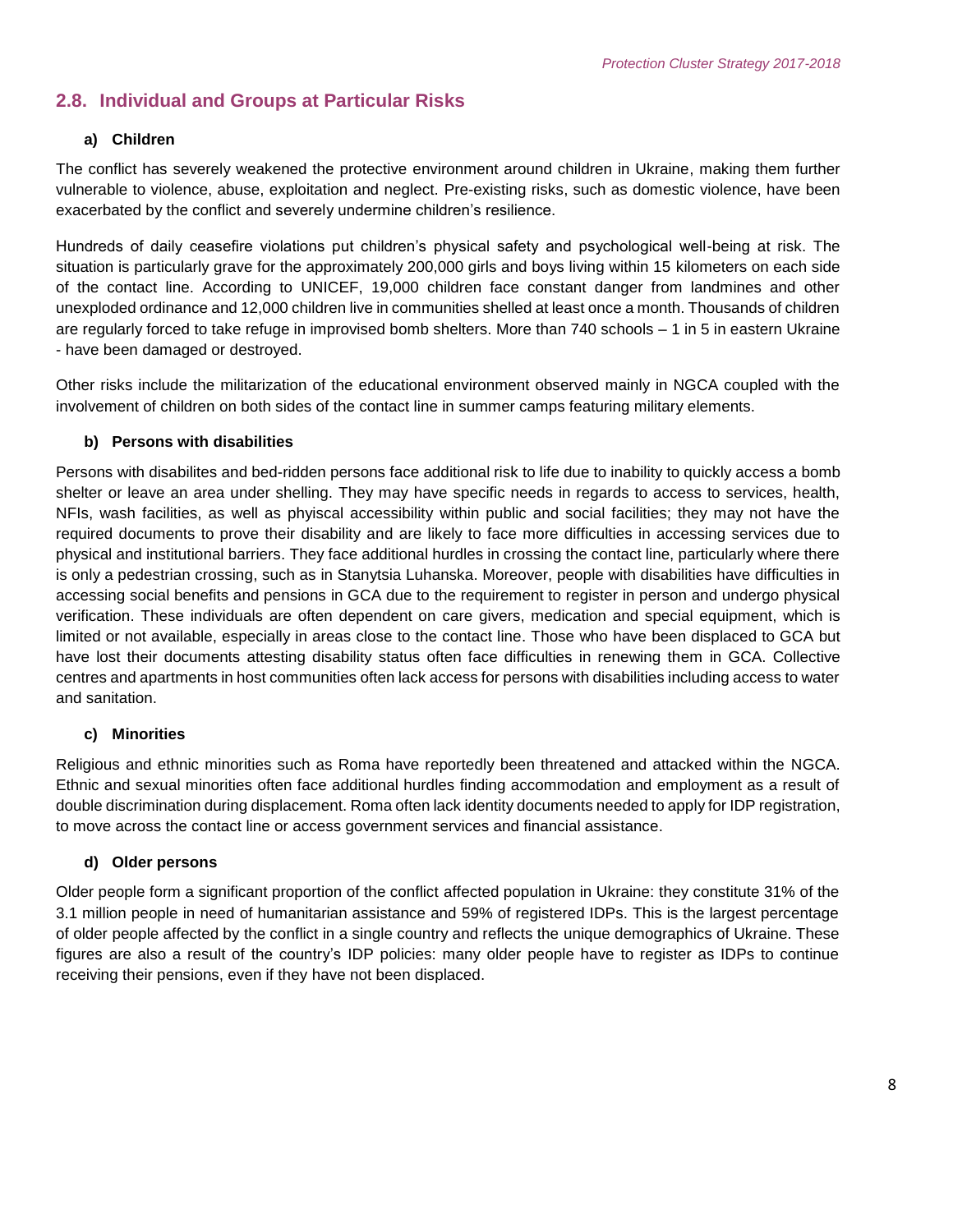## 2.8. Individual and Groups at Particular Risks

### a) Children

The conflict has severely weakened the protective environment around children in Ukraine, making them further vulnerable to violence, abuse, exploitation and neglect. Pre-existing risks, such as domestic violence, have been exacerbated by the conflict and severely undermine children's resilience.

Hundreds of daily ceasefire violations put children's physical safety and psychological well-being at risk. The situation is particularly grave for the approximately 200,000 girls and boys living within 15 kilometers on each side of the contact line. According to UNICEF, 19,000 children face constant danger from landmines and other unexploded ordinance and 12,000 children live in communities shelled at least once a month. Thousands of children are regularly forced to take refuge in improvised bomb shelters. More than 740 schools – 1 in 5 in eastern Ukraine - have been damaged or destroyed.

Other risks include the militarization of the educational environment observed mainly in NGCA coupled with the involvement of children on both sides of the contact line in summer camps featuring military elements.

### b) Persons with disabilities

Persons with disabilites and bed-ridden persons face additional risk to life due to inability to quickly access a bomb shelter or leave an area under shelling. They may have specific needs in regards to access to services, health, NFIs, wash facilities, as well as phyiscal accessibility within public and social facilities; they may not have the required documents to prove their disability and are likely to face more difficulties in accessing services due to physical and institutional barriers. They face additional hurdles in crossing the contact line, particularly where there is only a pedestrian crossing, such as in Stanytsia Luhanska. Moreover, people with disabilities have difficulties in accessing social benefits and pensions in GCA due to the requirement to register in person and undergo physical verification. These individuals are often dependent on care givers, medication and special equipment, which is limited or not available, especially in areas close to the contact line. Those who have been displaced to GCA but have lost their documents attesting disability status often face difficulties in renewing them in GCA. Collective centres and apartments in host communities often lack access for persons with disabilities including access to water and sanitation.

### c) Minorities

Religious and ethnic minorities such as Roma have reportedly been threatened and attacked within the NGCA. Ethnic and sexual minorities often face additional hurdles finding accommodation and employment as a result of double discrimination during displacement. Roma often lack identity documents needed to apply for IDP registration, to move across the contact line or access government services and financial assistance.

### d) Older persons

Older people form a significant proportion of the conflict affected population in Ukraine: they constitute 31% of the 3.1 million people in need of humanitarian assistance and 59% of registered IDPs. This is the largest percentage of older people affected by the conflict in a single country and reflects the unique demographics of Ukraine. These figures are also a result of the country's IDP policies: many older people have to register as IDPs to continue receiving their pensions, even if they have not been displaced.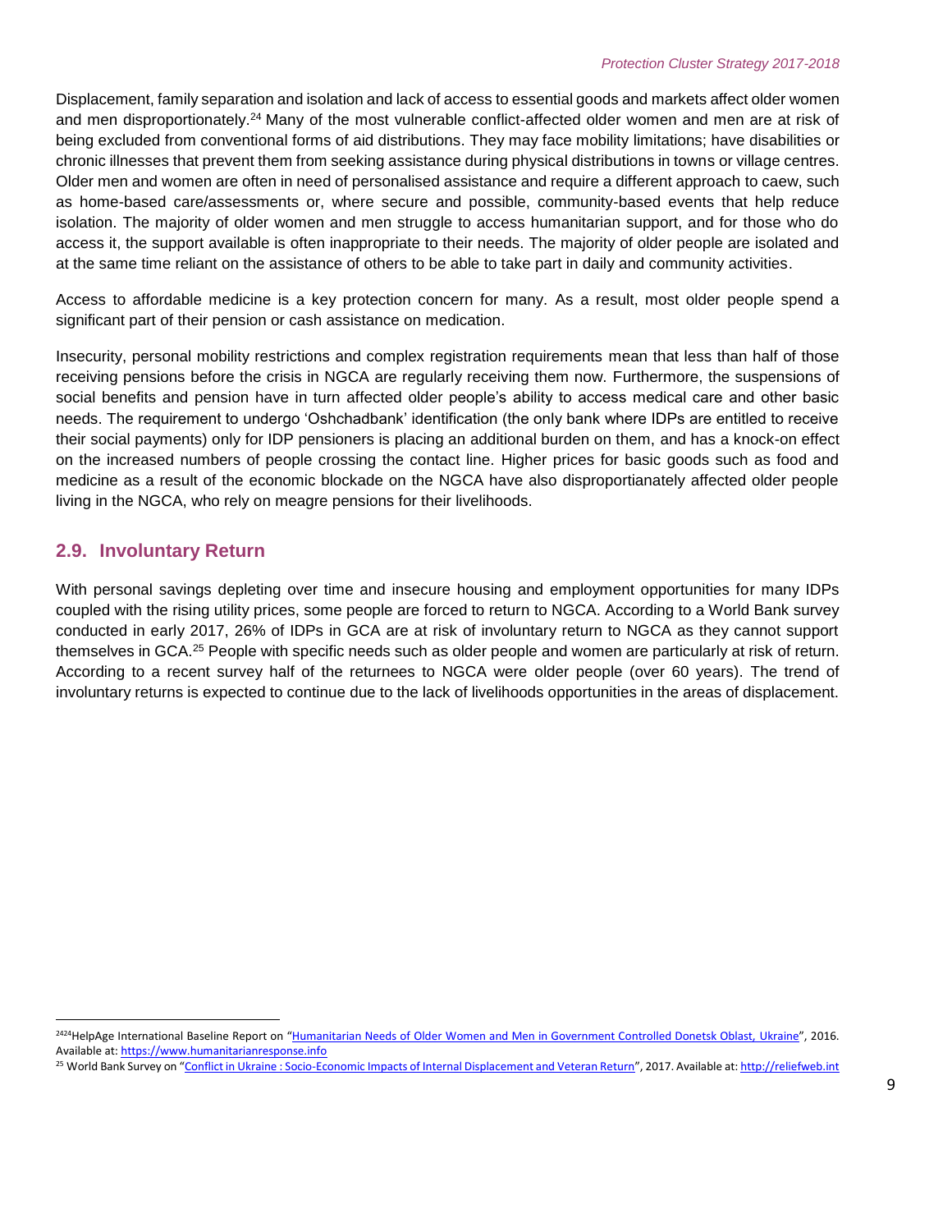Displacement, family separation and isolation and lack of access to essential goods and markets affect older women and men disproportionately.[24] Many of the most vulnerable conflict-affected older women and men are at risk of being excluded from conventional forms of aid distributions. They may face mobility limitations; have disabilities or chronic illnesses that prevent them from seeking assistance during physical distributions in towns or village centres. Older men and women are often in need of personalised assistance and require a different approach to caew, such as home-based care/assessments or, where secure and possible, community-based events that help reduce isolation. The majority of older women and men struggle to access humanitarian support, and for those who do access it, the support available is often inappropriate to their needs. The majority of older people are isolated and at the same time reliant on the assistance of others to be able to take part in daily and community activities.

Access to affordable medicine is a key protection concern for many. As a result, most older people spend a significant part of their pension or cash assistance on medication.

Insecurity, personal mobility restrictions and complex registration requirements mean that less than half of those receiving pensions before the crisis in NGCA are regularly receiving them now. Furthermore, the suspensions of social benefits and pension have in turn affected older people's ability to access medical care and other basic needs. The requirement to undergo 'Oshchadbank' identification (the only bank where IDPs are entitled to receive their social payments) only for IDP pensioners is placing an additional burden on them, and has a knock-on effect on the increased numbers of people crossing the contact line. Higher prices for basic goods such as food and medicine as a result of the economic blockade on the NGCA have also disproportianately affected older people living in the NGCA, who rely on meagre pensions for their livelihoods.

## 2.9. Involuntary Return

With personal savings depleting over time and insecure housing and employment opportunities for many IDPs coupled with the rising utility prices, some people are forced to return to NGCA. According to a World Bank survey conducted in early 2017, 26% of IDPs in GCA are at risk of involuntary return to NGCA as they cannot support themselves in GCA.[25] People with specific needs such as older people and women are particularly at risk of return. According to a recent survey half of the returnees to NGCA were older people (over 60 years). The trend of involuntary returns is expected to continue due to the lack of livelihoods opportunities in the areas of displacement.

---

[24] HelpAge International Baseline Report on "Humanitarian Needs of Older Women and Men in Government Controlled Donetsk Oblast, Ukraine", 2016. Available at: https://www.humanitarianresponse.info

[25] World Bank Survey on "Conflict in Ukraine : Socio-Economic Impacts of Internal Displacement and Veteran Return", 2017. Available at: http://reliefweb.int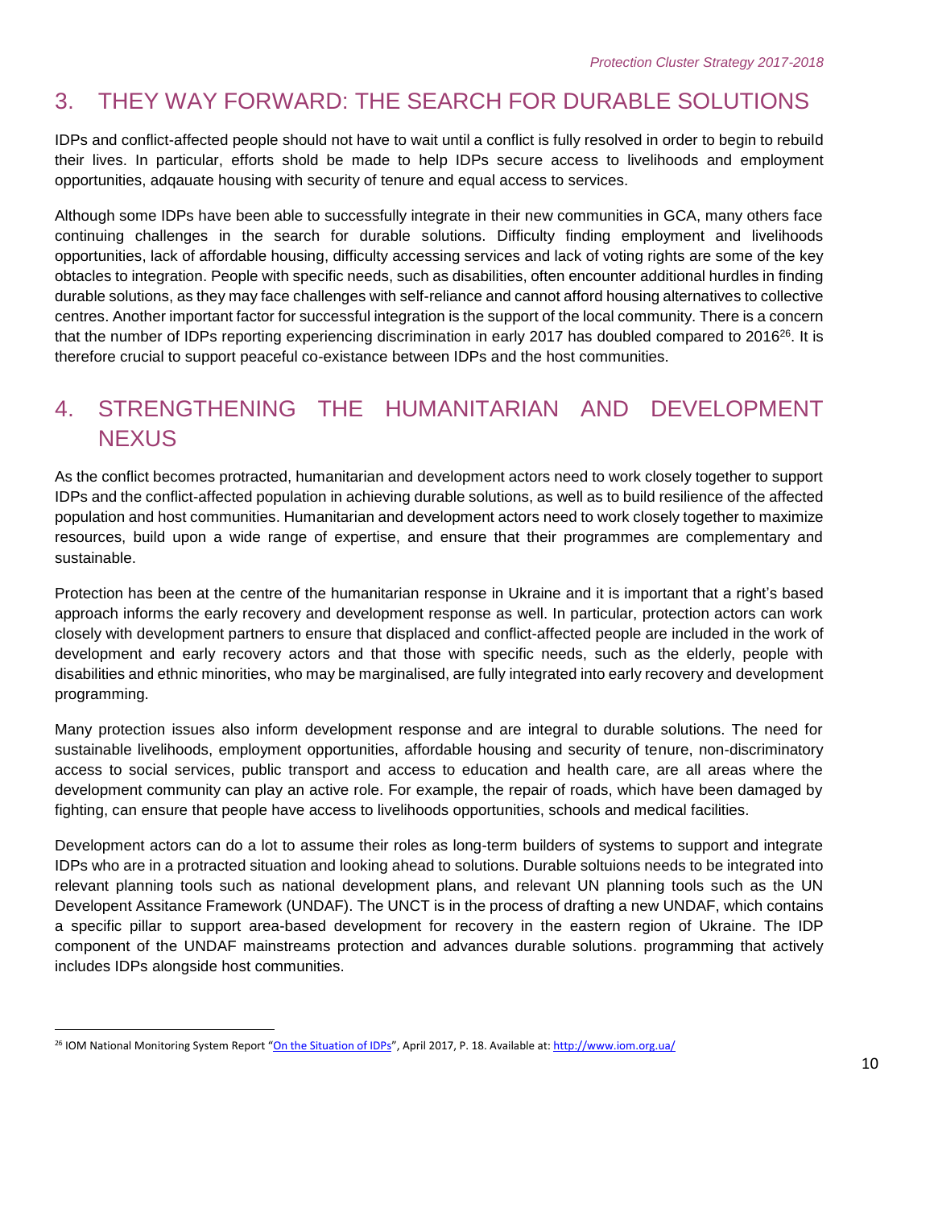## 3. THEY WAY FORWARD: THE SEARCH FOR DURABLE SOLUTIONS

IDPs and conflict-affected people should not have to wait until a conflict is fully resolved in order to begin to rebuild their lives. In particular, efforts shold be made to help IDPs secure access to livelihoods and employment opportunities, adqauate housing with security of tenure and equal access to services.

Although some IDPs have been able to successfully integrate in their new communities in GCA, many others face continuing challenges in the search for durable solutions. Difficulty finding employment and livelihoods opportunities, lack of affordable housing, difficulty accessing services and lack of voting rights are some of the key obtacles to integration. People with specific needs, such as disabilities, often encounter additional hurdles in finding durable solutions, as they may face challenges with self-reliance and cannot afford housing alternatives to collective centres. Another important factor for successful integration is the support of the local community. There is a concern that the number of IDPs reporting experiencing discrimination in early 2017 has doubled compared to 2016[26]. It is therefore crucial to support peaceful co-existance between IDPs and the host communities.

## 4. STRENGTHENING THE HUMANITARIAN AND DEVELOPMENT NEXUS

As the conflict becomes protracted, humanitarian and development actors need to work closely together to support IDPs and the conflict-affected population in achieving durable solutions, as well as to build resilience of the affected population and host communities. Humanitarian and development actors need to work closely together to maximize resources, build upon a wide range of expertise, and ensure that their programmes are complementary and sustainable.

Protection has been at the centre of the humanitarian response in Ukraine and it is important that a right's based approach informs the early recovery and development response as well. In particular, protection actors can work closely with development partners to ensure that displaced and conflict-affected people are included in the work of development and early recovery actors and that those with specific needs, such as the elderly, people with disabilities and ethnic minorities, who may be marginalised, are fully integrated into early recovery and development programming.

Many protection issues also inform development response and are integral to durable solutions. The need for sustainable livelihoods, employment opportunities, affordable housing and security of tenure, non-discriminatory access to social services, public transport and access to education and health care, are all areas where the development community can play an active role. For example, the repair of roads, which have been damaged by fighting, can ensure that people have access to livelihoods opportunities, schools and medical facilities.

Development actors can do a lot to assume their roles as long-term builders of systems to support and integrate IDPs who are in a protracted situation and looking ahead to solutions. Durable soltuions needs to be integrated into relevant planning tools such as national development plans, and relevant UN planning tools such as the UN Developent Assitance Framework (UNDAF). The UNCT is in the process of drafting a new UNDAF, which contains a specific pillar to support area-based development for recovery in the eastern region of Ukraine. The IDP component of the UNDAF mainstreams protection and advances durable solutions. programming that actively includes IDPs alongside host communities.

---

[26] IOM National Monitoring System Report "On the Situation of IDPs", April 2017, P. 18. Available at: http://www.iom.org.ua/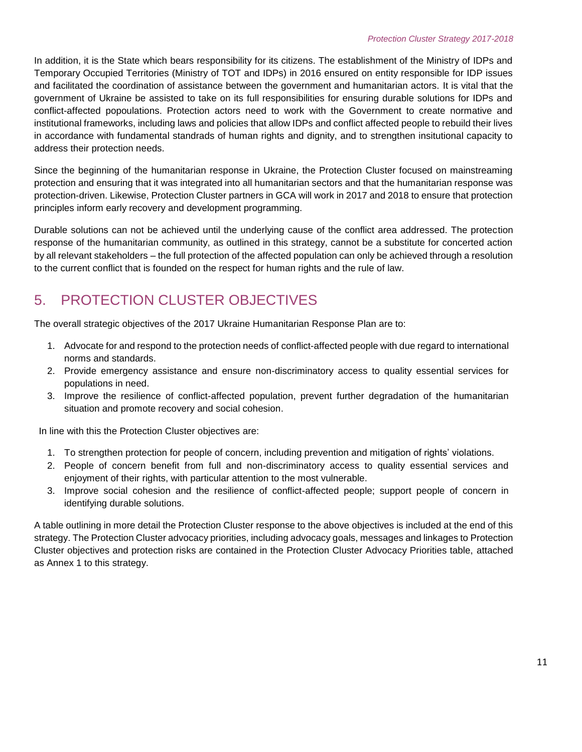In addition, it is the State which bears responsibility for its citizens. The establishment of the Ministry of IDPs and Temporary Occupied Territories (Ministry of TOT and IDPs) in 2016 ensured on entity responsible for IDP issues and facilitated the coordination of assistance between the government and humanitarian actors. It is vital that the government of Ukraine be assisted to take on its full responsibilities for ensuring durable solutions for IDPs and conflict-affected popoulations. Protection actors need to work with the Government to create normative and institutional frameworks, including laws and policies that allow IDPs and conflict affected people to rebuild their lives in accordance with fundamental standrads of human rights and dignity, and to strengthen insitutional capacity to address their protection needs.

Since the beginning of the humanitarian response in Ukraine, the Protection Cluster focused on mainstreaming protection and ensuring that it was integrated into all humanitarian sectors and that the humanitarian response was protection-driven. Likewise, Protection Cluster partners in GCA will work in 2017 and 2018 to ensure that protection principles inform early recovery and development programming.

Durable solutions can not be achieved until the underlying cause of the conflict area addressed. The protection response of the humanitarian community, as outlined in this strategy, cannot be a substitute for concerted action by all relevant stakeholders – the full protection of the affected population can only be achieved through a resolution to the current conflict that is founded on the respect for human rights and the rule of law.

# 5. PROTECTION CLUSTER OBJECTIVES

The overall strategic objectives of the 2017 Ukraine Humanitarian Response Plan are to:

1. Advocate for and respond to the protection needs of conflict-affected people with due regard to international norms and standards.
2. Provide emergency assistance and ensure non-discriminatory access to quality essential services for populations in need.
3. Improve the resilience of conflict-affected population, prevent further degradation of the humanitarian situation and promote recovery and social cohesion.

In line with this the Protection Cluster objectives are:

1. To strengthen protection for people of concern, including prevention and mitigation of rights' violations.
2. People of concern benefit from full and non-discriminatory access to quality essential services and enjoyment of their rights, with particular attention to the most vulnerable.
3. Improve social cohesion and the resilience of conflict-affected people; support people of concern in identifying durable solutions.

A table outlining in more detail the Protection Cluster response to the above objectives is included at the end of this strategy. The Protection Cluster advocacy priorities, including advocacy goals, messages and linkages to Protection Cluster objectives and protection risks are contained in the Protection Cluster Advocacy Priorities table, attached as Annex 1 to this strategy.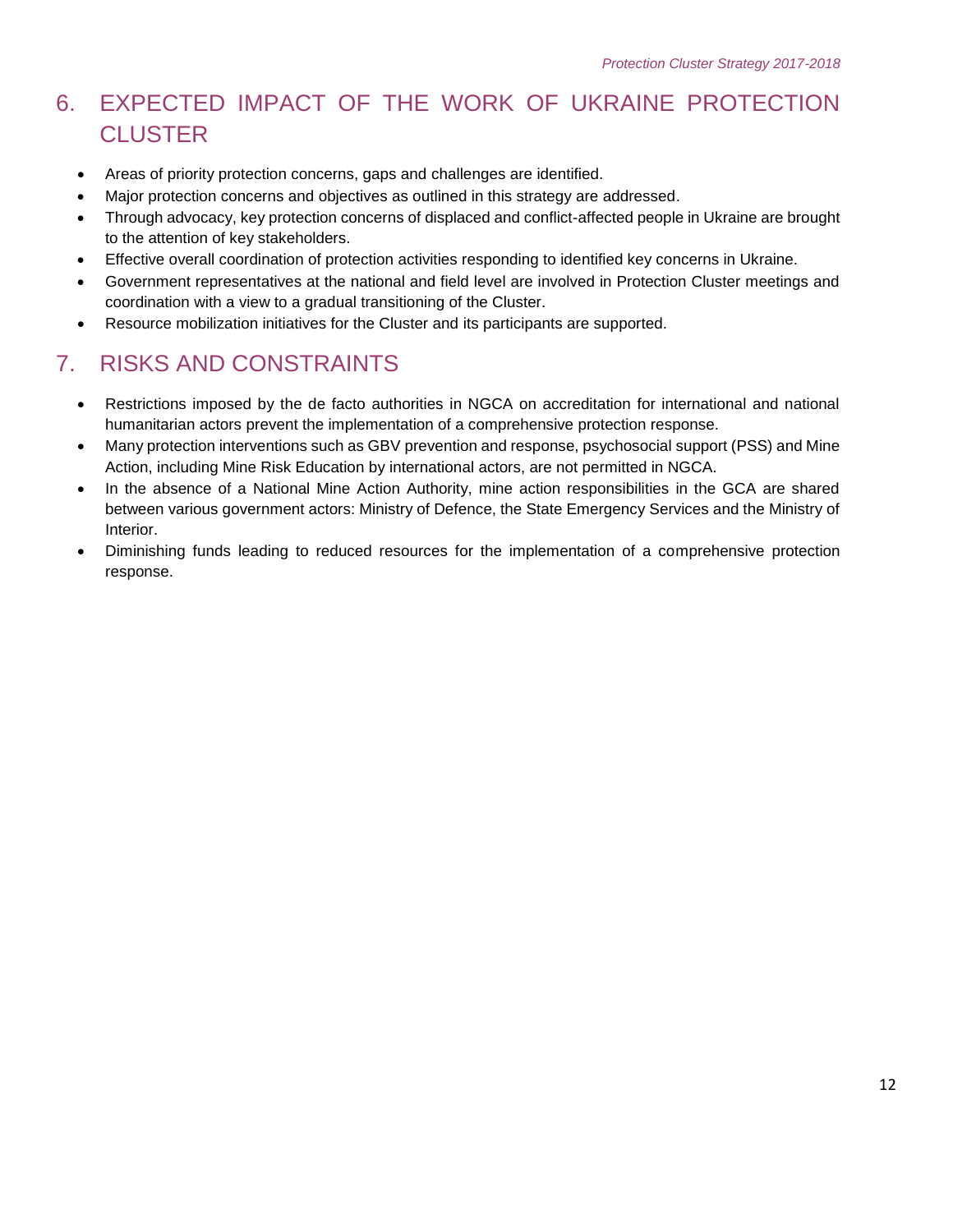# 6. EXPECTED IMPACT OF THE WORK OF UKRAINE PROTECTION CLUSTER

- Areas of priority protection concerns, gaps and challenges are identified.
- Major protection concerns and objectives as outlined in this strategy are addressed.
- Through advocacy, key protection concerns of displaced and conflict-affected people in Ukraine are brought to the attention of key stakeholders.
- Effective overall coordination of protection activities responding to identified key concerns in Ukraine.
- Government representatives at the national and field level are involved in Protection Cluster meetings and coordination with a view to a gradual transitioning of the Cluster.
- Resource mobilization initiatives for the Cluster and its participants are supported.

# 7. RISKS AND CONSTRAINTS

- Restrictions imposed by the de facto authorities in NGCA on accreditation for international and national humanitarian actors prevent the implementation of a comprehensive protection response.
- Many protection interventions such as GBV prevention and response, psychosocial support (PSS) and Mine Action, including Mine Risk Education by international actors, are not permitted in NGCA.
- In the absence of a National Mine Action Authority, mine action responsibilities in the GCA are shared between various government actors: Ministry of Defence, the State Emergency Services and the Ministry of Interior.
- Diminishing funds leading to reduced resources for the implementation of a comprehensive protection response.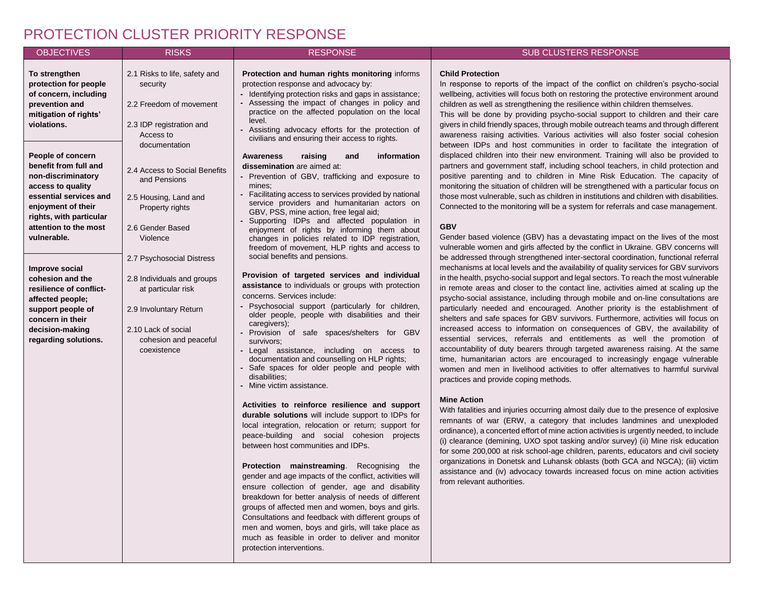# PROTECTION CLUSTER PRIORITY RESPONSE

| OBJECTIVES | RISKS | RESPONSE | SUB CLUSTERS RESPONSE |
|---|---|---|---|
| **To strengthen protection for people of concern, including prevention and mitigation of rights' violations.**<br><br>**People of concern benefit from full and non-discriminatory access to quality essential services and enjoyment of their rights, with particular attention to the most vulnerable.**<br><br>**Improve social cohesion and the resilience of conflict-affected people; support people of concern in their decision-making regarding solutions.** | 2.1 Risks to life, safety and security<br><br>2.2 Freedom of movement<br><br>2.3 IDP registration and Access to documentation<br><br>2.4 Access to Social Benefits and Pensions<br><br>2.5 Housing, Land and Property rights<br><br>2.6 Gender Based Violence<br><br>2.7 Psychosocial Distress<br><br>2.8 Individuals and groups at particular risk<br><br>2.9 Involuntary Return<br><br>2.10 Lack of social cohesion and peaceful coexistence | **Protection and human rights monitoring** informs protection response and advocacy by:<br>- Identifying protection risks and gaps in assistance;<br>- Assessing the impact of changes in policy and practice on the affected population on the local level.<br>- Assisting advocacy efforts for the protection of civilians and ensuring their access to rights.<br><br>**Awareness raising and information dissemination** are aimed at:<br>- Prevention of GBV, trafficking and exposure to mines;<br>- Facilitating access to services provided by national service providers and humanitarian actors on GBV, PSS, mine action, free legal aid;<br>- Supporting IDPs and affected population in enjoyment of rights by informing them about changes in policies related to IDP registration, freedom of movement, HLP rights and access to social benefits and pensions.<br><br>**Provision of targeted services and individual assistance** to individuals or groups with protection concerns. Services include:<br>- Psychosocial support (particularly for children, older people, people with disabilities and their caregivers);<br>- Provision of safe spaces/shelters for GBV survivors;<br>- Legal assistance, including on access to documentation and counselling on HLP rights;<br>- Safe spaces for older people and people with disabilities;<br>- Mine victim assistance.<br><br>**Activities to reinforce resilience and support durable solutions** will include support to IDPs for local integration, relocation or return; support for peace-building and social cohesion projects between host communities and IDPs.<br><br>**Protection mainstreaming**. Recognising the gender and age impacts of the conflict, activities will ensure collection of gender, age and disability breakdown for better analysis of needs of different groups of affected men and women, boys and girls. Consultations and feedback with different groups of men and women, boys and girls, will take place as much as feasible in order to deliver and monitor protection interventions. | **Child Protection**<br>In response to reports of the impact of the conflict on children's psycho-social wellbeing, activities will focus both on restoring the protective environment around children as well as strengthening the resilience within children themselves.<br>This will be done by providing psycho-social support to children and their care givers in child friendly spaces, through mobile outreach teams and through different awareness raising activities. Various activities will also foster social cohesion between IDPs and host communities in order to facilitate the integration of displaced children into their new environment. Training will also be provided to partners and government staff, including school teachers, in child protection and positive parenting and to children in Mine Risk Education. The capacity of monitoring the situation of children will be strengthened with a particular focus on those most vulnerable, such as children in institutions and children with disabilities. Connected to the monitoring will be a system for referrals and case management.<br><br>**GBV**<br>Gender based violence (GBV) has a devastating impact on the lives of the most vulnerable women and girls affected by the conflict in Ukraine. GBV concerns will be addressed through strengthened inter-sectoral coordination, functional referral mechanisms at local levels and the availability of quality services for GBV survivors in the health, psycho-social support and legal sectors. To reach the most vulnerable in remote areas and closer to the contact line, activities aimed at scaling up the psycho-social assistance, including through mobile and on-line consultations are particularly needed and encouraged. Another priority is the establishment of shelters and safe spaces for GBV survivors. Furthermore, activities will focus on increased access to information on consequences of GBV, the availability of essential services, referrals and entitlements as well the promotion of accountability of duty bearers through targeted awareness raising. At the same time, humanitarian actors are encouraged to increasingly engage vulnerable women and men in livelihood activities to offer alternatives to harmful survival practices and provide coping methods.<br><br>**Mine Action**<br>With fatalities and injuries occurring almost daily due to the presence of explosive remnants of war (ERW, a category that includes landmines and unexploded ordinance), a concerted effort of mine action activities is urgently needed, to include (i) clearance (demining, UXO spot tasking and/or survey) (ii) Mine risk education for some 200,000 at risk school-age children, parents, educators and civil society organizations in Donetsk and Luhansk oblasts (both GCA and NGCA); (iii) victim assistance and (iv) advocacy towards increased focus on mine action activities from relevant authorities. |